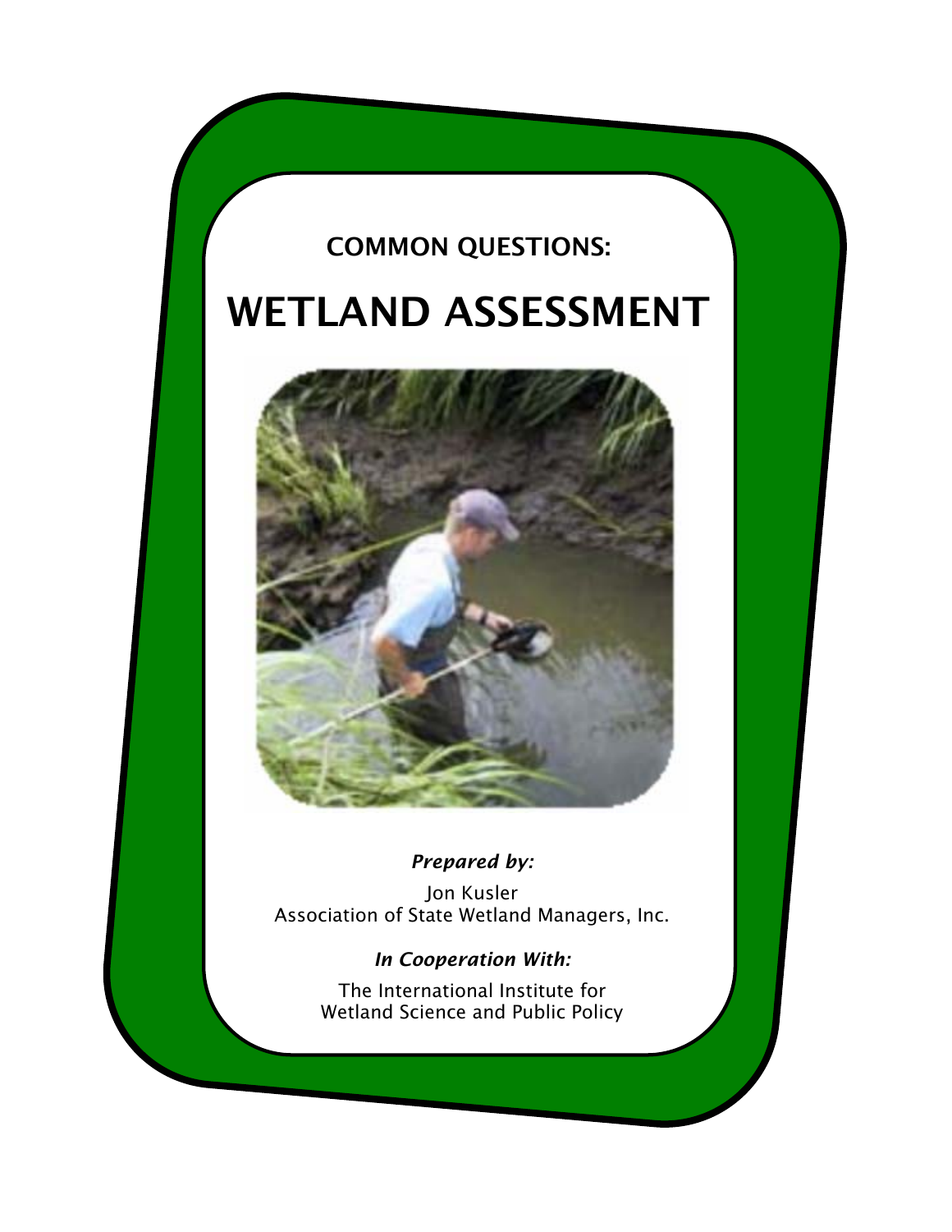# COMMON QUESTIONS:

# WETLAND ASSESSMENT

***Prepared by:***

Jon Kusler
Association of State Wetland Managers, Inc.

***In Cooperation With:***

The International Institute for
Wetland Science and Public Policy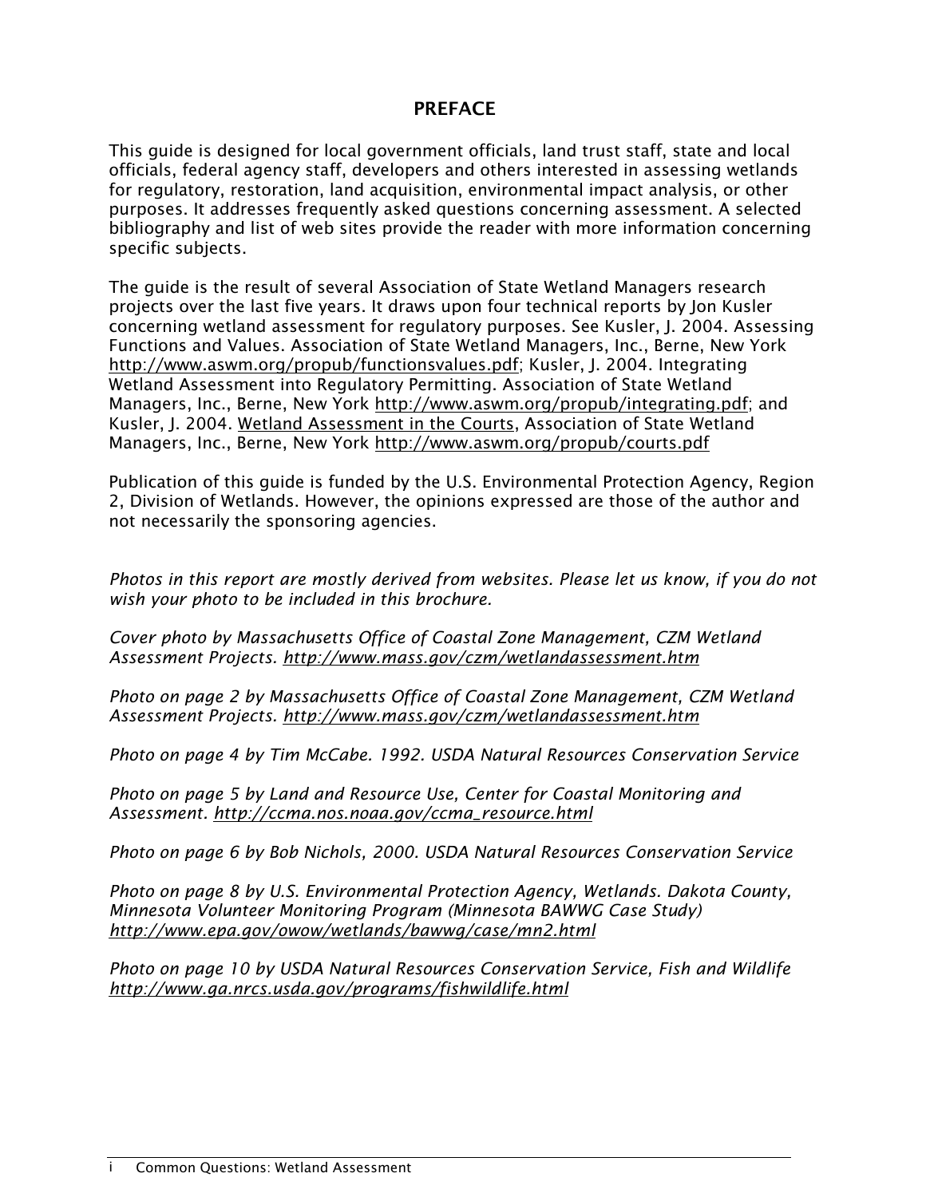## PREFACE

This guide is designed for local government officials, land trust staff, state and local officials, federal agency staff, developers and others interested in assessing wetlands for regulatory, restoration, land acquisition, environmental impact analysis, or other purposes. It addresses frequently asked questions concerning assessment. A selected bibliography and list of web sites provide the reader with more information concerning specific subjects.

The guide is the result of several Association of State Wetland Managers research projects over the last five years. It draws upon four technical reports by Jon Kusler concerning wetland assessment for regulatory purposes. See Kusler, J. 2004. Assessing Functions and Values. Association of State Wetland Managers, Inc., Berne, New York http://www.aswm.org/propub/functionsvalues.pdf; Kusler, J. 2004. Integrating Wetland Assessment into Regulatory Permitting. Association of State Wetland Managers, Inc., Berne, New York http://www.aswm.org/propub/integrating.pdf; and Kusler, J. 2004. Wetland Assessment in the Courts, Association of State Wetland Managers, Inc., Berne, New York http://www.aswm.org/propub/courts.pdf

Publication of this guide is funded by the U.S. Environmental Protection Agency, Region 2, Division of Wetlands. However, the opinions expressed are those of the author and not necessarily the sponsoring agencies.

*Photos in this report are mostly derived from websites. Please let us know, if you do not wish your photo to be included in this brochure.*

*Cover photo by Massachusetts Office of Coastal Zone Management, CZM Wetland Assessment Projects. http://www.mass.gov/czm/wetlandassessment.htm*

*Photo on page 2 by Massachusetts Office of Coastal Zone Management, CZM Wetland Assessment Projects. http://www.mass.gov/czm/wetlandassessment.htm*

*Photo on page 4 by Tim McCabe. 1992. USDA Natural Resources Conservation Service*

*Photo on page 5 by Land and Resource Use, Center for Coastal Monitoring and Assessment. http://ccma.nos.noaa.gov/ccma_resource.html*

*Photo on page 6 by Bob Nichols, 2000. USDA Natural Resources Conservation Service*

*Photo on page 8 by U.S. Environmental Protection Agency, Wetlands. Dakota County, Minnesota Volunteer Monitoring Program (Minnesota BAWWG Case Study) http://www.epa.gov/owow/wetlands/bawwg/case/mn2.html*

*Photo on page 10 by USDA Natural Resources Conservation Service, Fish and Wildlife http://www.ga.nrcs.usda.gov/programs/fishwildlife.html*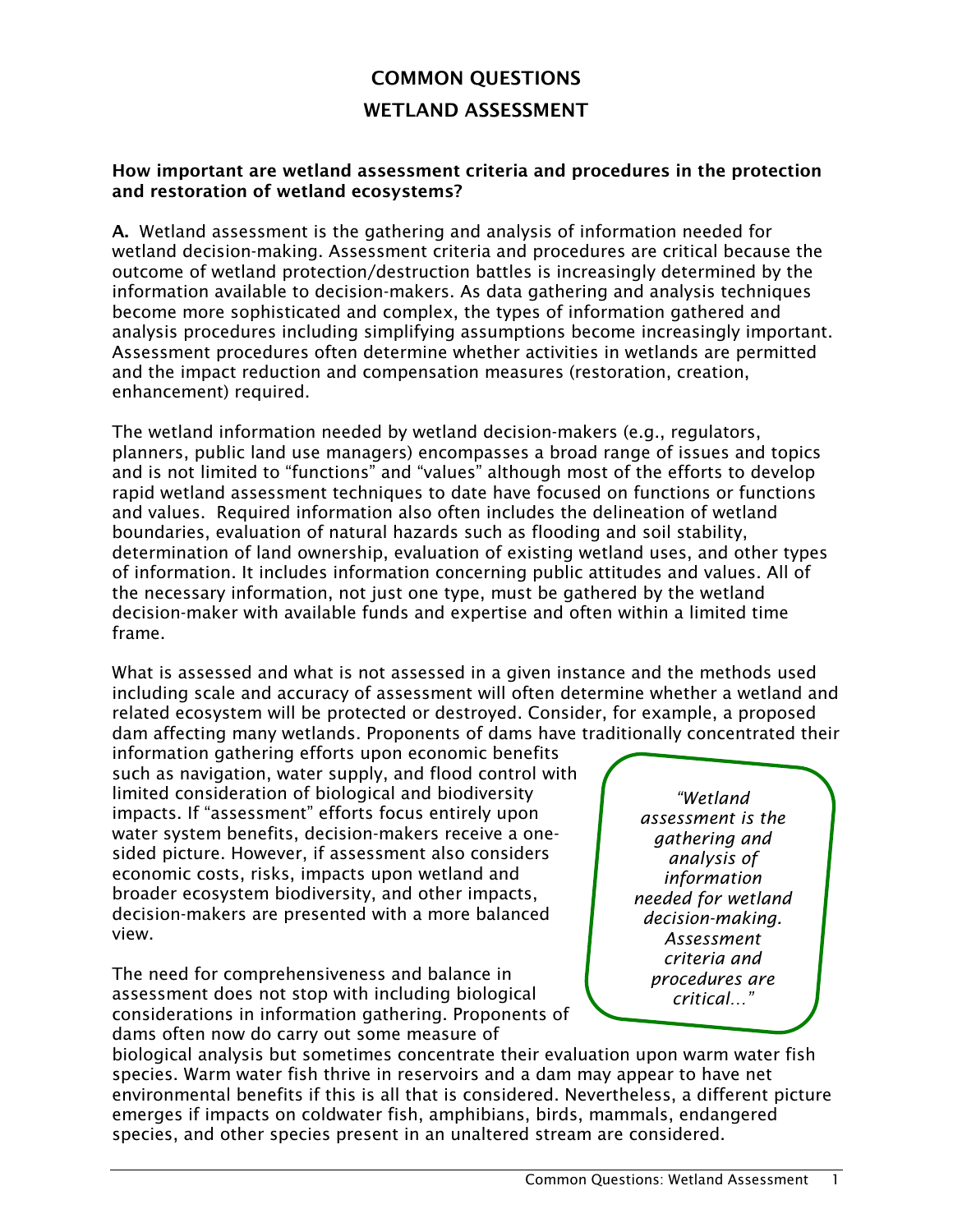# COMMON QUESTIONS

# WETLAND ASSESSMENT

**How important are wetland assessment criteria and procedures in the protection and restoration of wetland ecosystems?**

**A.** Wetland assessment is the gathering and analysis of information needed for wetland decision-making. Assessment criteria and procedures are critical because the outcome of wetland protection/destruction battles is increasingly determined by the information available to decision-makers. As data gathering and analysis techniques become more sophisticated and complex, the types of information gathered and analysis procedures including simplifying assumptions become increasingly important. Assessment procedures often determine whether activities in wetlands are permitted and the impact reduction and compensation measures (restoration, creation, enhancement) required.

The wetland information needed by wetland decision-makers (e.g., regulators, planners, public land use managers) encompasses a broad range of issues and topics and is not limited to "functions" and "values" although most of the efforts to develop rapid wetland assessment techniques to date have focused on functions or functions and values. Required information also often includes the delineation of wetland boundaries, evaluation of natural hazards such as flooding and soil stability, determination of land ownership, evaluation of existing wetland uses, and other types of information. It includes information concerning public attitudes and values. All of the necessary information, not just one type, must be gathered by the wetland decision-maker with available funds and expertise and often within a limited time frame.

What is assessed and what is not assessed in a given instance and the methods used including scale and accuracy of assessment will often determine whether a wetland and related ecosystem will be protected or destroyed. Consider, for example, a proposed dam affecting many wetlands. Proponents of dams have traditionally concentrated their information gathering efforts upon economic benefits such as navigation, water supply, and flood control with limited consideration of biological and biodiversity impacts. If "assessment" efforts focus entirely upon water system benefits, decision-makers receive a one-sided picture. However, if assessment also considers economic costs, risks, impacts upon wetland and broader ecosystem biodiversity, and other impacts, decision-makers are presented with a more balanced view.

> *"Wetland assessment is the gathering and analysis of information needed for wetland decision-making. Assessment criteria and procedures are critical…"*

The need for comprehensiveness and balance in assessment does not stop with including biological considerations in information gathering. Proponents of dams often now do carry out some measure of biological analysis but sometimes concentrate their evaluation upon warm water fish species. Warm water fish thrive in reservoirs and a dam may appear to have net environmental benefits if this is all that is considered. Nevertheless, a different picture emerges if impacts on coldwater fish, amphibians, birds, mammals, endangered species, and other species present in an unaltered stream are considered.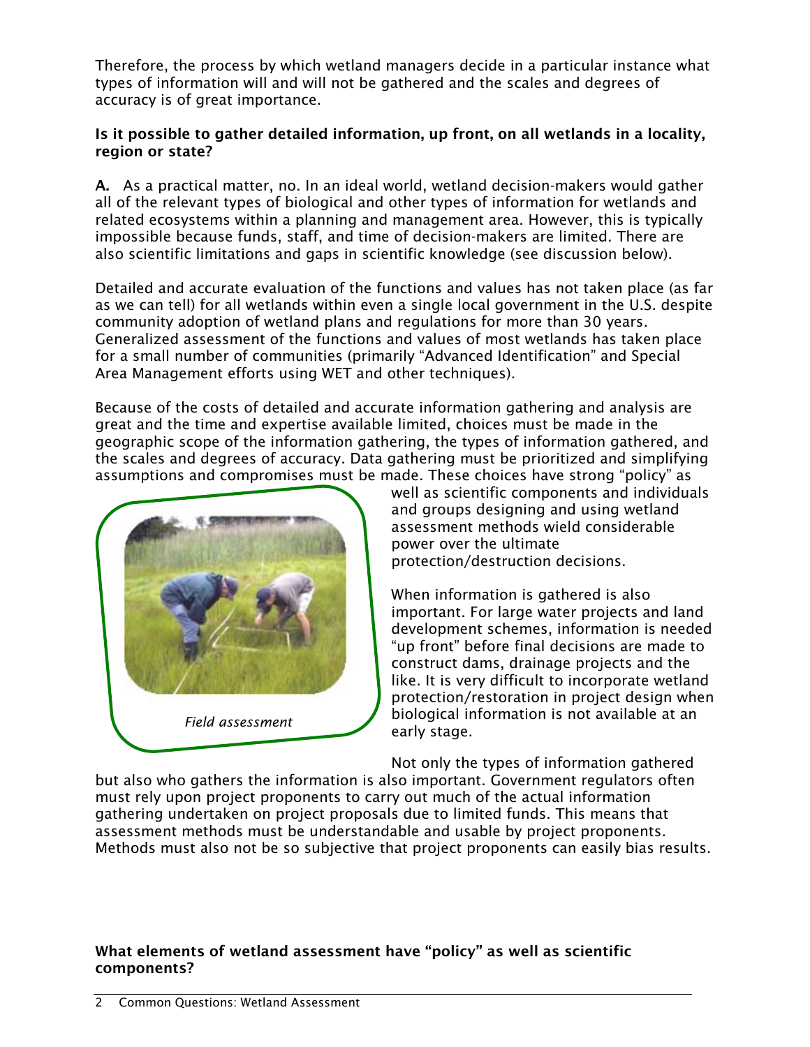Therefore, the process by which wetland managers decide in a particular instance what types of information will and will not be gathered and the scales and degrees of accuracy is of great importance.

**Is it possible to gather detailed information, up front, on all wetlands in a locality, region or state?**

**A.** As a practical matter, no. In an ideal world, wetland decision-makers would gather all of the relevant types of biological and other types of information for wetlands and related ecosystems within a planning and management area. However, this is typically impossible because funds, staff, and time of decision-makers are limited. There are also scientific limitations and gaps in scientific knowledge (see discussion below).

Detailed and accurate evaluation of the functions and values has not taken place (as far as we can tell) for all wetlands within even a single local government in the U.S. despite community adoption of wetland plans and regulations for more than 30 years. Generalized assessment of the functions and values of most wetlands has taken place for a small number of communities (primarily "Advanced Identification" and Special Area Management efforts using WET and other techniques).

Because of the costs of detailed and accurate information gathering and analysis are great and the time and expertise available limited, choices must be made in the geographic scope of the information gathering, the types of information gathered, and the scales and degrees of accuracy. Data gathering must be prioritized and simplifying assumptions and compromises must be made. These choices have strong "policy" as well as scientific components and individuals and groups designing and using wetland assessment methods wield considerable power over the ultimate protection/destruction decisions.

*Field assessment*

When information is gathered is also important. For large water projects and land development schemes, information is needed "up front" before final decisions are made to construct dams, drainage projects and the like. It is very difficult to incorporate wetland protection/restoration in project design when biological information is not available at an early stage.

Not only the types of information gathered but also who gathers the information is also important. Government regulators often must rely upon project proponents to carry out much of the actual information gathering undertaken on project proposals due to limited funds. This means that assessment methods must be understandable and usable by project proponents. Methods must also not be so subjective that project proponents can easily bias results.

**What elements of wetland assessment have "policy" as well as scientific components?**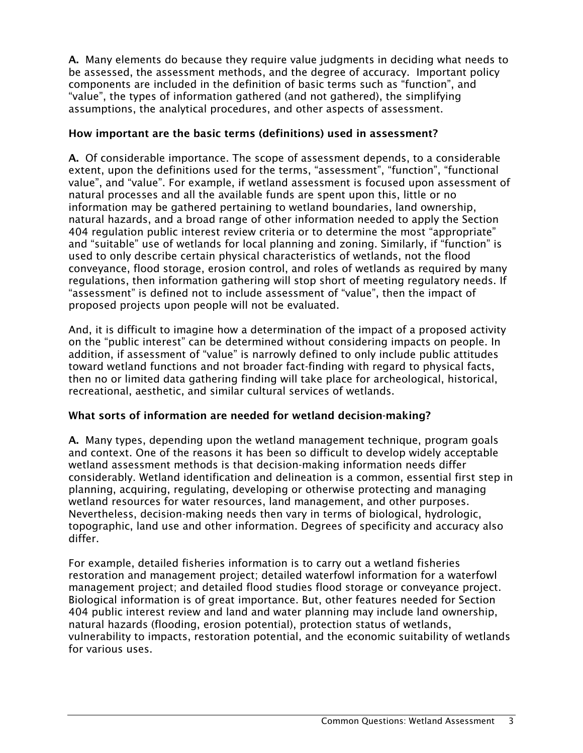**A.** Many elements do because they require value judgments in deciding what needs to be assessed, the assessment methods, and the degree of accuracy. Important policy components are included in the definition of basic terms such as "function", and "value", the types of information gathered (and not gathered), the simplifying assumptions, the analytical procedures, and other aspects of assessment.

### How important are the basic terms (definitions) used in assessment?

**A.** Of considerable importance. The scope of assessment depends, to a considerable extent, upon the definitions used for the terms, "assessment", "function", "functional value", and "value". For example, if wetland assessment is focused upon assessment of natural processes and all the available funds are spent upon this, little or no information may be gathered pertaining to wetland boundaries, land ownership, natural hazards, and a broad range of other information needed to apply the Section 404 regulation public interest review criteria or to determine the most "appropriate" and "suitable" use of wetlands for local planning and zoning. Similarly, if "function" is used to only describe certain physical characteristics of wetlands, not the flood conveyance, flood storage, erosion control, and roles of wetlands as required by many regulations, then information gathering will stop short of meeting regulatory needs. If "assessment" is defined not to include assessment of "value", then the impact of proposed projects upon people will not be evaluated.

And, it is difficult to imagine how a determination of the impact of a proposed activity on the "public interest" can be determined without considering impacts on people. In addition, if assessment of "value" is narrowly defined to only include public attitudes toward wetland functions and not broader fact-finding with regard to physical facts, then no or limited data gathering finding will take place for archeological, historical, recreational, aesthetic, and similar cultural services of wetlands.

### What sorts of information are needed for wetland decision-making?

**A.** Many types, depending upon the wetland management technique, program goals and context. One of the reasons it has been so difficult to develop widely acceptable wetland assessment methods is that decision-making information needs differ considerably. Wetland identification and delineation is a common, essential first step in planning, acquiring, regulating, developing or otherwise protecting and managing wetland resources for water resources, land management, and other purposes. Nevertheless, decision-making needs then vary in terms of biological, hydrologic, topographic, land use and other information. Degrees of specificity and accuracy also differ.

For example, detailed fisheries information is to carry out a wetland fisheries restoration and management project; detailed waterfowl information for a waterfowl management project; and detailed flood studies flood storage or conveyance project. Biological information is of great importance. But, other features needed for Section 404 public interest review and land and water planning may include land ownership, natural hazards (flooding, erosion potential), protection status of wetlands, vulnerability to impacts, restoration potential, and the economic suitability of wetlands for various uses.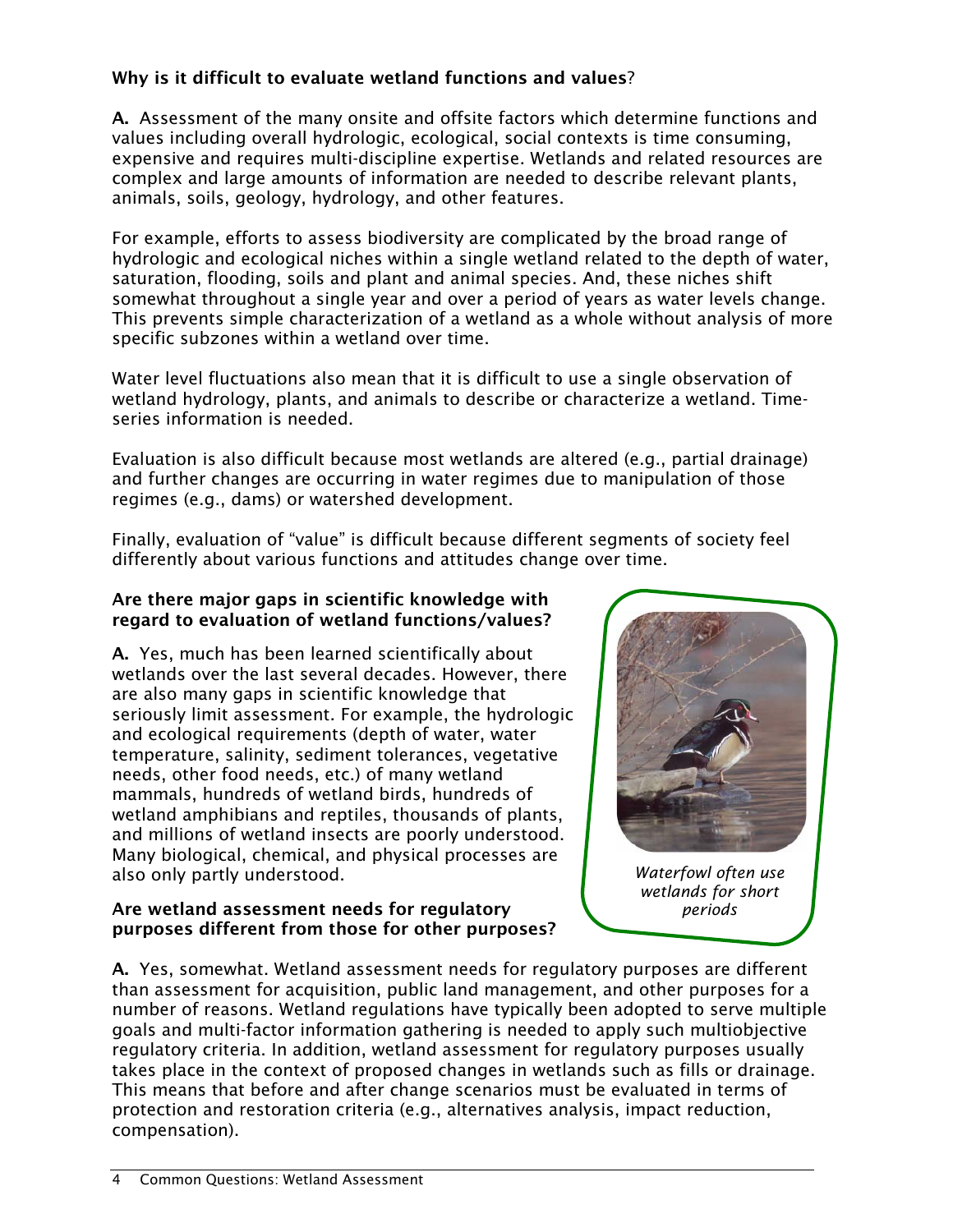**Why is it difficult to evaluate wetland functions and values**?

**A.** Assessment of the many onsite and offsite factors which determine functions and values including overall hydrologic, ecological, social contexts is time consuming, expensive and requires multi-discipline expertise. Wetlands and related resources are complex and large amounts of information are needed to describe relevant plants, animals, soils, geology, hydrology, and other features.

For example, efforts to assess biodiversity are complicated by the broad range of hydrologic and ecological niches within a single wetland related to the depth of water, saturation, flooding, soils and plant and animal species. And, these niches shift somewhat throughout a single year and over a period of years as water levels change. This prevents simple characterization of a wetland as a whole without analysis of more specific subzones within a wetland over time.

Water level fluctuations also mean that it is difficult to use a single observation of wetland hydrology, plants, and animals to describe or characterize a wetland. Time-series information is needed.

Evaluation is also difficult because most wetlands are altered (e.g., partial drainage) and further changes are occurring in water regimes due to manipulation of those regimes (e.g., dams) or watershed development.

Finally, evaluation of "value" is difficult because different segments of society feel differently about various functions and attitudes change over time.

**Are there major gaps in scientific knowledge with regard to evaluation of wetland functions/values?**

**A.** Yes, much has been learned scientifically about wetlands over the last several decades. However, there are also many gaps in scientific knowledge that seriously limit assessment. For example, the hydrologic and ecological requirements (depth of water, water temperature, salinity, sediment tolerances, vegetative needs, other food needs, etc.) of many wetland mammals, hundreds of wetland birds, hundreds of wetland amphibians and reptiles, thousands of plants, and millions of wetland insects are poorly understood. Many biological, chemical, and physical processes are also only partly understood.

*Waterfowl often use wetlands for short periods*

**Are wetland assessment needs for regulatory purposes different from those for other purposes?**

**A.** Yes, somewhat. Wetland assessment needs for regulatory purposes are different than assessment for acquisition, public land management, and other purposes for a number of reasons. Wetland regulations have typically been adopted to serve multiple goals and multi-factor information gathering is needed to apply such multiobjective regulatory criteria. In addition, wetland assessment for regulatory purposes usually takes place in the context of proposed changes in wetlands such as fills or drainage. This means that before and after change scenarios must be evaluated in terms of protection and restoration criteria (e.g., alternatives analysis, impact reduction, compensation).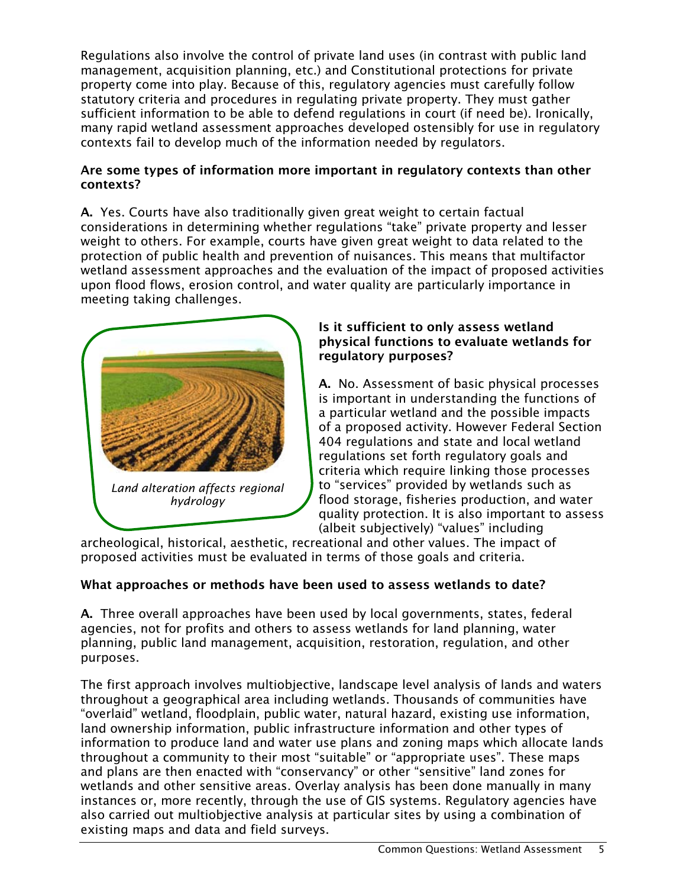Regulations also involve the control of private land uses (in contrast with public land management, acquisition planning, etc.) and Constitutional protections for private property come into play. Because of this, regulatory agencies must carefully follow statutory criteria and procedures in regulating private property. They must gather sufficient information to be able to defend regulations in court (if need be). Ironically, many rapid wetland assessment approaches developed ostensibly for use in regulatory contexts fail to develop much of the information needed by regulators.

**Are some types of information more important in regulatory contexts than other contexts?**

**A.** Yes. Courts have also traditionally given great weight to certain factual considerations in determining whether regulations "take" private property and lesser weight to others. For example, courts have given great weight to data related to the protection of public health and prevention of nuisances. This means that multifactor wetland assessment approaches and the evaluation of the impact of proposed activities upon flood flows, erosion control, and water quality are particularly importance in meeting taking challenges.

*Land alteration affects regional hydrology*

**Is it sufficient to only assess wetland physical functions to evaluate wetlands for regulatory purposes?**

**A.** No. Assessment of basic physical processes is important in understanding the functions of a particular wetland and the possible impacts of a proposed activity. However Federal Section 404 regulations and state and local wetland regulations set forth regulatory goals and criteria which require linking those processes to "services" provided by wetlands such as flood storage, fisheries production, and water quality protection. It is also important to assess (albeit subjectively) "values" including archeological, historical, aesthetic, recreational and other values. The impact of proposed activities must be evaluated in terms of those goals and criteria.

**What approaches or methods have been used to assess wetlands to date?**

**A.** Three overall approaches have been used by local governments, states, federal agencies, not for profits and others to assess wetlands for land planning, water planning, public land management, acquisition, restoration, regulation, and other purposes.

The first approach involves multiobjective, landscape level analysis of lands and waters throughout a geographical area including wetlands. Thousands of communities have "overlaid" wetland, floodplain, public water, natural hazard, existing use information, land ownership information, public infrastructure information and other types of information to produce land and water use plans and zoning maps which allocate lands throughout a community to their most "suitable" or "appropriate uses". These maps and plans are then enacted with "conservancy" or other "sensitive" land zones for wetlands and other sensitive areas. Overlay analysis has been done manually in many instances or, more recently, through the use of GIS systems. Regulatory agencies have also carried out multiobjective analysis at particular sites by using a combination of existing maps and data and field surveys.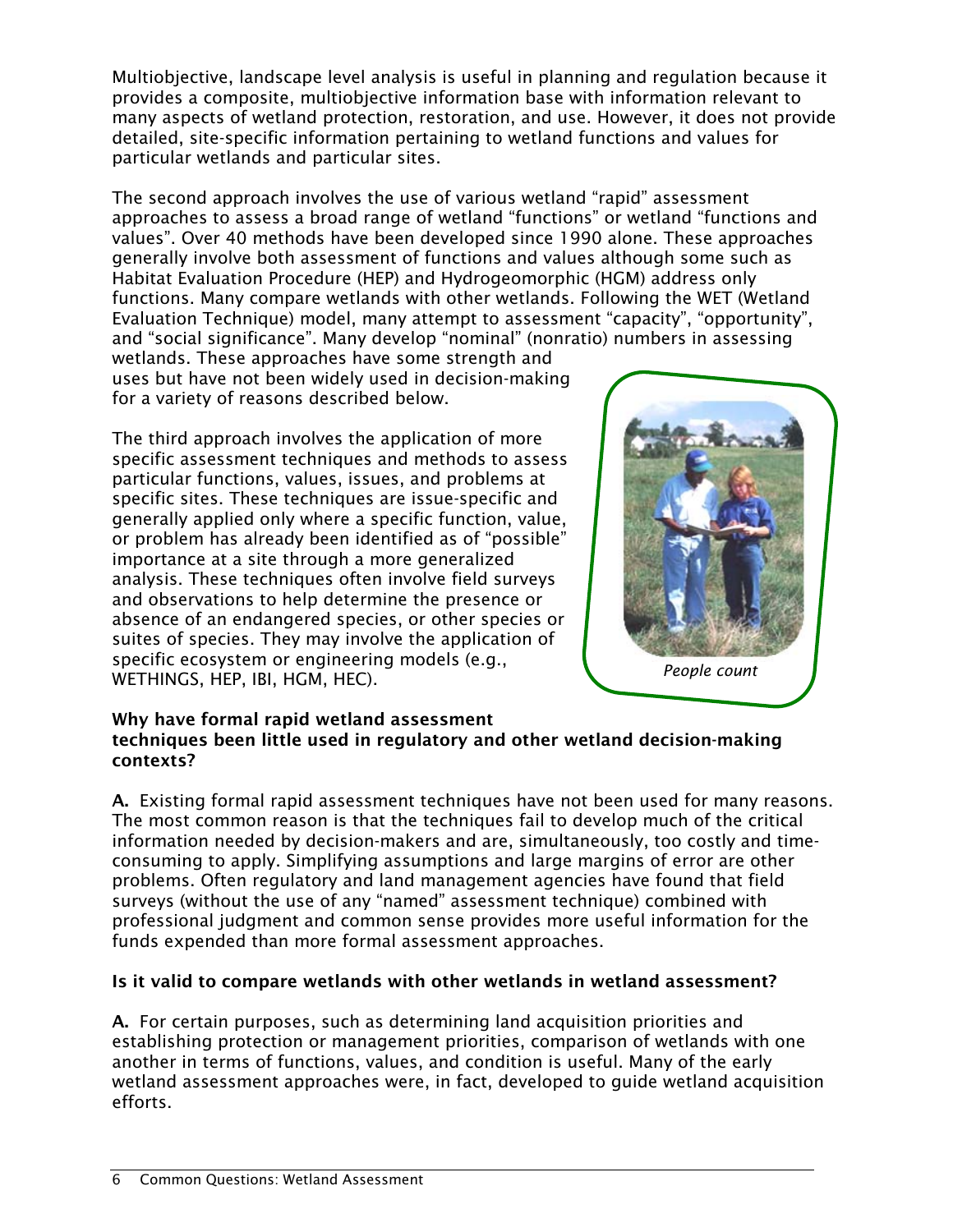Multiobjective, landscape level analysis is useful in planning and regulation because it provides a composite, multiobjective information base with information relevant to many aspects of wetland protection, restoration, and use. However, it does not provide detailed, site-specific information pertaining to wetland functions and values for particular wetlands and particular sites.

The second approach involves the use of various wetland "rapid" assessment approaches to assess a broad range of wetland "functions" or wetland "functions and values". Over 40 methods have been developed since 1990 alone. These approaches generally involve both assessment of functions and values although some such as Habitat Evaluation Procedure (HEP) and Hydrogeomorphic (HGM) address only functions. Many compare wetlands with other wetlands. Following the WET (Wetland Evaluation Technique) model, many attempt to assessment "capacity", "opportunity", and "social significance". Many develop "nominal" (nonratio) numbers in assessing wetlands. These approaches have some strength and uses but have not been widely used in decision-making for a variety of reasons described below.

The third approach involves the application of more specific assessment techniques and methods to assess particular functions, values, issues, and problems at specific sites. These techniques are issue-specific and generally applied only where a specific function, value, or problem has already been identified as of "possible" importance at a site through a more generalized analysis. These techniques often involve field surveys and observations to help determine the presence or absence of an endangered species, or other species or suites of species. They may involve the application of specific ecosystem or engineering models (e.g., WETHINGS, HEP, IBI, HGM, HEC).

*People count*

**Why have formal rapid wetland assessment techniques been little used in regulatory and other wetland decision-making contexts?**

**A.** Existing formal rapid assessment techniques have not been used for many reasons. The most common reason is that the techniques fail to develop much of the critical information needed by decision-makers and are, simultaneously, too costly and time-consuming to apply. Simplifying assumptions and large margins of error are other problems. Often regulatory and land management agencies have found that field surveys (without the use of any "named" assessment technique) combined with professional judgment and common sense provides more useful information for the funds expended than more formal assessment approaches.

**Is it valid to compare wetlands with other wetlands in wetland assessment?**

**A.** For certain purposes, such as determining land acquisition priorities and establishing protection or management priorities, comparison of wetlands with one another in terms of functions, values, and condition is useful. Many of the early wetland assessment approaches were, in fact, developed to guide wetland acquisition efforts.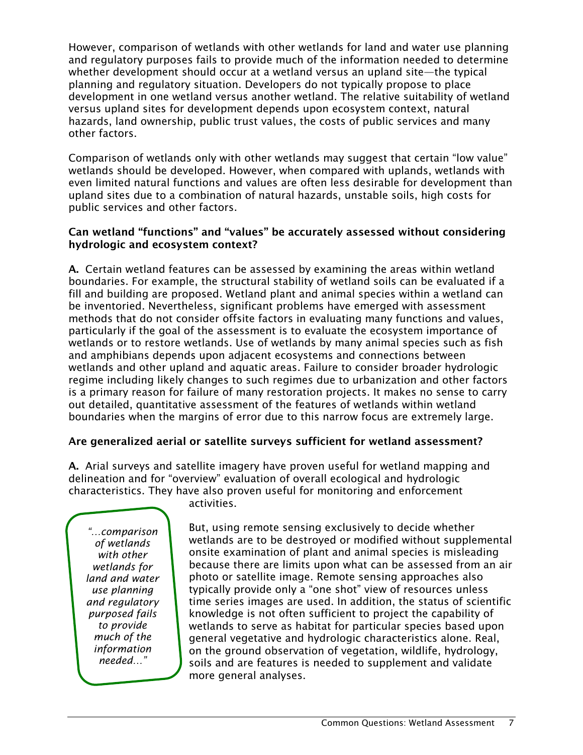However, comparison of wetlands with other wetlands for land and water use planning and regulatory purposes fails to provide much of the information needed to determine whether development should occur at a wetland versus an upland site—the typical planning and regulatory situation. Developers do not typically propose to place development in one wetland versus another wetland. The relative suitability of wetland versus upland sites for development depends upon ecosystem context, natural hazards, land ownership, public trust values, the costs of public services and many other factors.

Comparison of wetlands only with other wetlands may suggest that certain "low value" wetlands should be developed. However, when compared with uplands, wetlands with even limited natural functions and values are often less desirable for development than upland sites due to a combination of natural hazards, unstable soils, high costs for public services and other factors.

**Can wetland "functions" and "values" be accurately assessed without considering hydrologic and ecosystem context?**

**A.** Certain wetland features can be assessed by examining the areas within wetland boundaries. For example, the structural stability of wetland soils can be evaluated if a fill and building are proposed. Wetland plant and animal species within a wetland can be inventoried. Nevertheless, significant problems have emerged with assessment methods that do not consider offsite factors in evaluating many functions and values, particularly if the goal of the assessment is to evaluate the ecosystem importance of wetlands or to restore wetlands. Use of wetlands by many animal species such as fish and amphibians depends upon adjacent ecosystems and connections between wetlands and other upland and aquatic areas. Failure to consider broader hydrologic regime including likely changes to such regimes due to urbanization and other factors is a primary reason for failure of many restoration projects. It makes no sense to carry out detailed, quantitative assessment of the features of wetlands within wetland boundaries when the margins of error due to this narrow focus are extremely large.

**Are generalized aerial or satellite surveys sufficient for wetland assessment?**

**A.** Arial surveys and satellite imagery have proven useful for wetland mapping and delineation and for "overview" evaluation of overall ecological and hydrologic characteristics. They have also proven useful for monitoring and enforcement activities.

*"...comparison of wetlands with other wetlands for land and water use planning and regulatory purposed fails to provide much of the information needed..."*

But, using remote sensing exclusively to decide whether wetlands are to be destroyed or modified without supplemental onsite examination of plant and animal species is misleading because there are limits upon what can be assessed from an air photo or satellite image. Remote sensing approaches also typically provide only a "one shot" view of resources unless time series images are used. In addition, the status of scientific knowledge is not often sufficient to project the capability of wetlands to serve as habitat for particular species based upon general vegetative and hydrologic characteristics alone. Real, on the ground observation of vegetation, wildlife, hydrology, soils and are features is needed to supplement and validate more general analyses.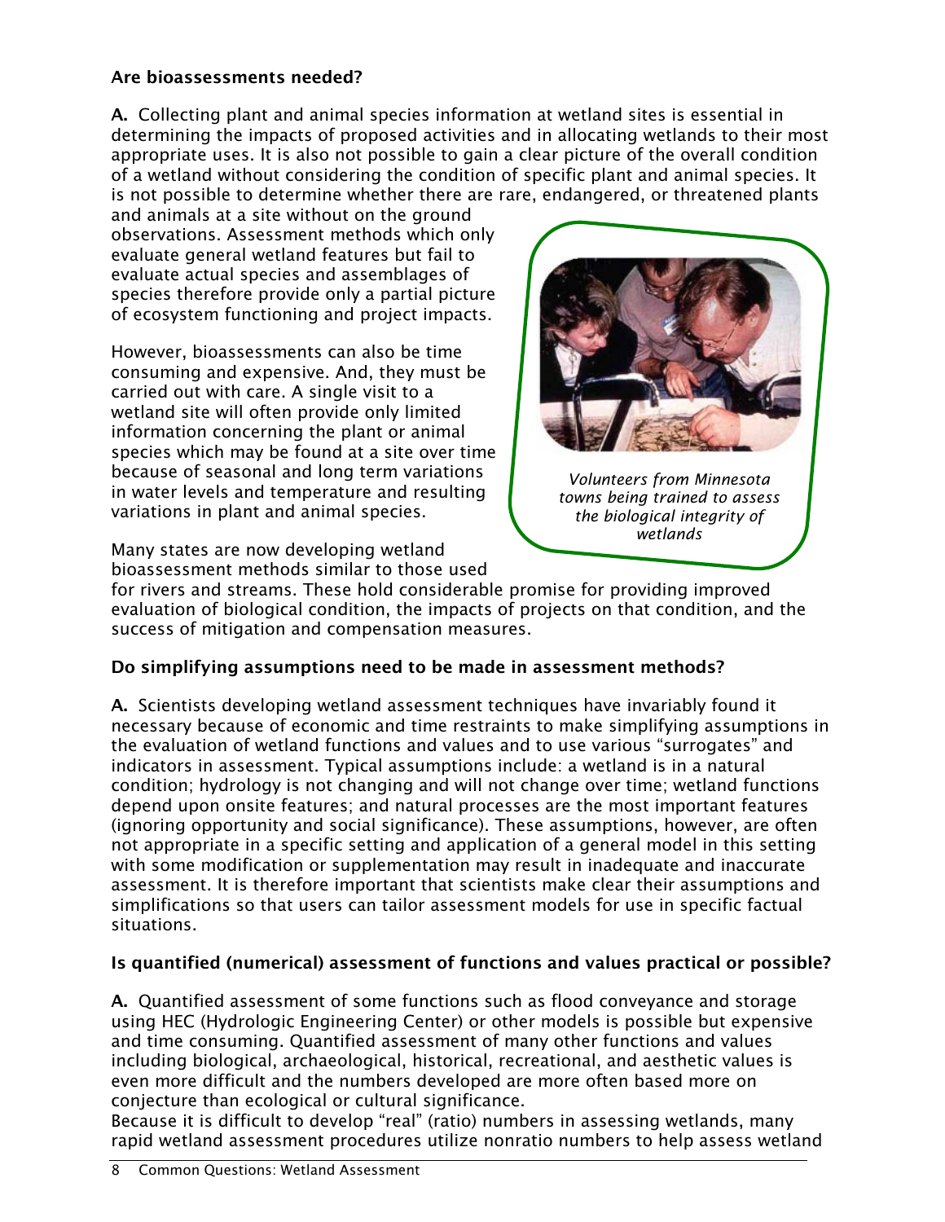**Are bioassessments needed?**

**A.** Collecting plant and animal species information at wetland sites is essential in determining the impacts of proposed activities and in allocating wetlands to their most appropriate uses. It is also not possible to gain a clear picture of the overall condition of a wetland without considering the condition of specific plant and animal species. It is not possible to determine whether there are rare, endangered, or threatened plants and animals at a site without on the ground observations. Assessment methods which only evaluate general wetland features but fail to evaluate actual species and assemblages of species therefore provide only a partial picture of ecosystem functioning and project impacts.

However, bioassessments can also be time consuming and expensive. And, they must be carried out with care. A single visit to a wetland site will often provide only limited information concerning the plant or animal species which may be found at a site over time because of seasonal and long term variations in water levels and temperature and resulting variations in plant and animal species.

*Volunteers from Minnesota towns being trained to assess the biological integrity of wetlands*

Many states are now developing wetland bioassessment methods similar to those used for rivers and streams. These hold considerable promise for providing improved evaluation of biological condition, the impacts of projects on that condition, and the success of mitigation and compensation measures.

**Do simplifying assumptions need to be made in assessment methods?**

**A.** Scientists developing wetland assessment techniques have invariably found it necessary because of economic and time restraints to make simplifying assumptions in the evaluation of wetland functions and values and to use various "surrogates" and indicators in assessment. Typical assumptions include: a wetland is in a natural condition; hydrology is not changing and will not change over time; wetland functions depend upon onsite features; and natural processes are the most important features (ignoring opportunity and social significance). These assumptions, however, are often not appropriate in a specific setting and application of a general model in this setting with some modification or supplementation may result in inadequate and inaccurate assessment. It is therefore important that scientists make clear their assumptions and simplifications so that users can tailor assessment models for use in specific factual situations.

**Is quantified (numerical) assessment of functions and values practical or possible?**

**A.** Quantified assessment of some functions such as flood conveyance and storage using HEC (Hydrologic Engineering Center) or other models is possible but expensive and time consuming. Quantified assessment of many other functions and values including biological, archaeological, historical, recreational, and aesthetic values is even more difficult and the numbers developed are more often based more on conjecture than ecological or cultural significance.
Because it is difficult to develop "real" (ratio) numbers in assessing wetlands, many rapid wetland assessment procedures utilize nonratio numbers to help assess wetland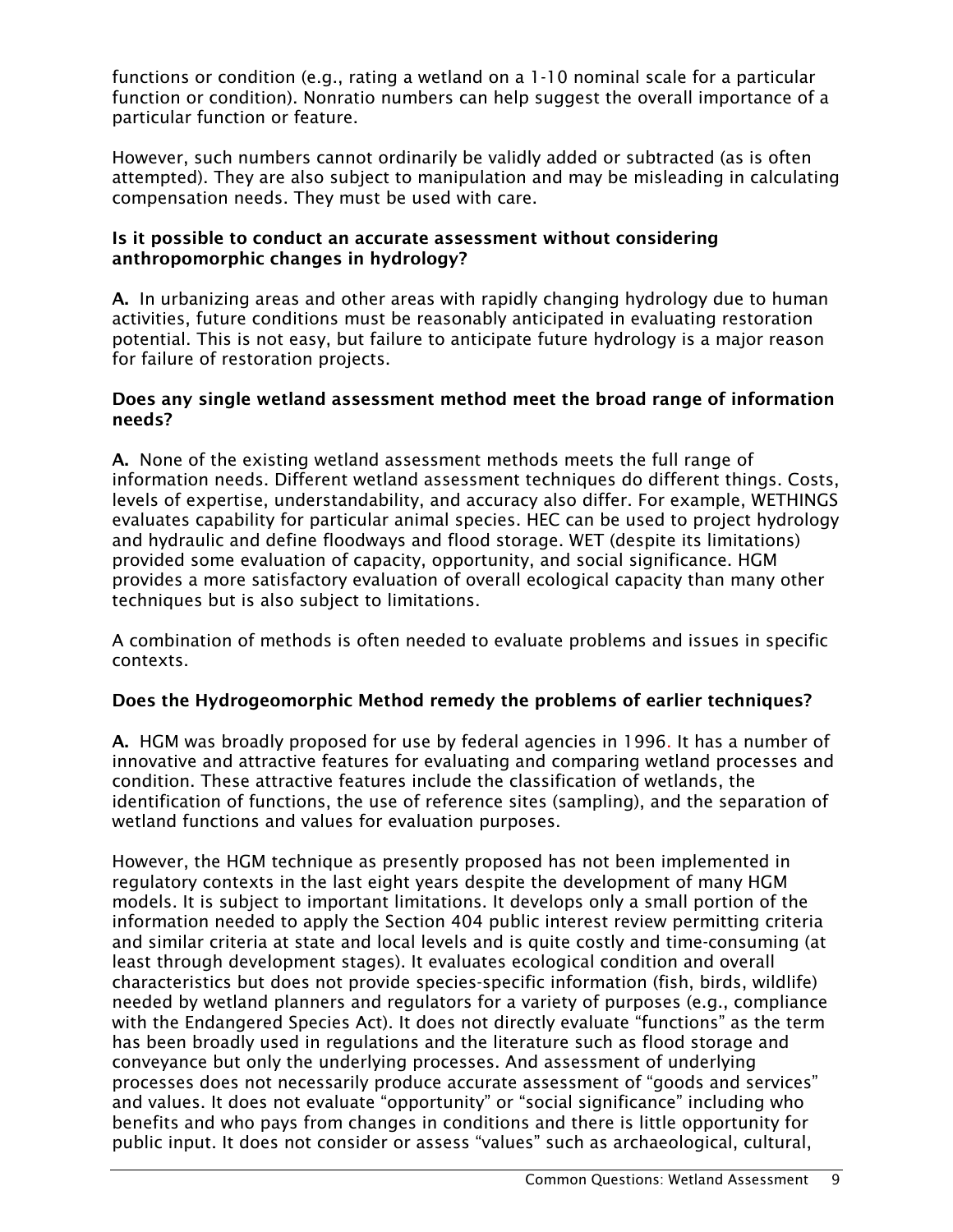functions or condition (e.g., rating a wetland on a 1-10 nominal scale for a particular function or condition). Nonratio numbers can help suggest the overall importance of a particular function or feature.

However, such numbers cannot ordinarily be validly added or subtracted (as is often attempted). They are also subject to manipulation and may be misleading in calculating compensation needs. They must be used with care.

**Is it possible to conduct an accurate assessment without considering anthropomorphic changes in hydrology?**

**A.** In urbanizing areas and other areas with rapidly changing hydrology due to human activities, future conditions must be reasonably anticipated in evaluating restoration potential. This is not easy, but failure to anticipate future hydrology is a major reason for failure of restoration projects.

**Does any single wetland assessment method meet the broad range of information needs?**

**A.** None of the existing wetland assessment methods meets the full range of information needs. Different wetland assessment techniques do different things. Costs, levels of expertise, understandability, and accuracy also differ. For example, WETHINGS evaluates capability for particular animal species. HEC can be used to project hydrology and hydraulic and define floodways and flood storage. WET (despite its limitations) provided some evaluation of capacity, opportunity, and social significance. HGM provides a more satisfactory evaluation of overall ecological capacity than many other techniques but is also subject to limitations.

A combination of methods is often needed to evaluate problems and issues in specific contexts.

**Does the Hydrogeomorphic Method remedy the problems of earlier techniques?**

**A.** HGM was broadly proposed for use by federal agencies in 1996. It has a number of innovative and attractive features for evaluating and comparing wetland processes and condition. These attractive features include the classification of wetlands, the identification of functions, the use of reference sites (sampling), and the separation of wetland functions and values for evaluation purposes.

However, the HGM technique as presently proposed has not been implemented in regulatory contexts in the last eight years despite the development of many HGM models. It is subject to important limitations. It develops only a small portion of the information needed to apply the Section 404 public interest review permitting criteria and similar criteria at state and local levels and is quite costly and time-consuming (at least through development stages). It evaluates ecological condition and overall characteristics but does not provide species-specific information (fish, birds, wildlife) needed by wetland planners and regulators for a variety of purposes (e.g., compliance with the Endangered Species Act). It does not directly evaluate "functions" as the term has been broadly used in regulations and the literature such as flood storage and conveyance but only the underlying processes. And assessment of underlying processes does not necessarily produce accurate assessment of "goods and services" and values. It does not evaluate "opportunity" or "social significance" including who benefits and who pays from changes in conditions and there is little opportunity for public input. It does not consider or assess "values" such as archaeological, cultural,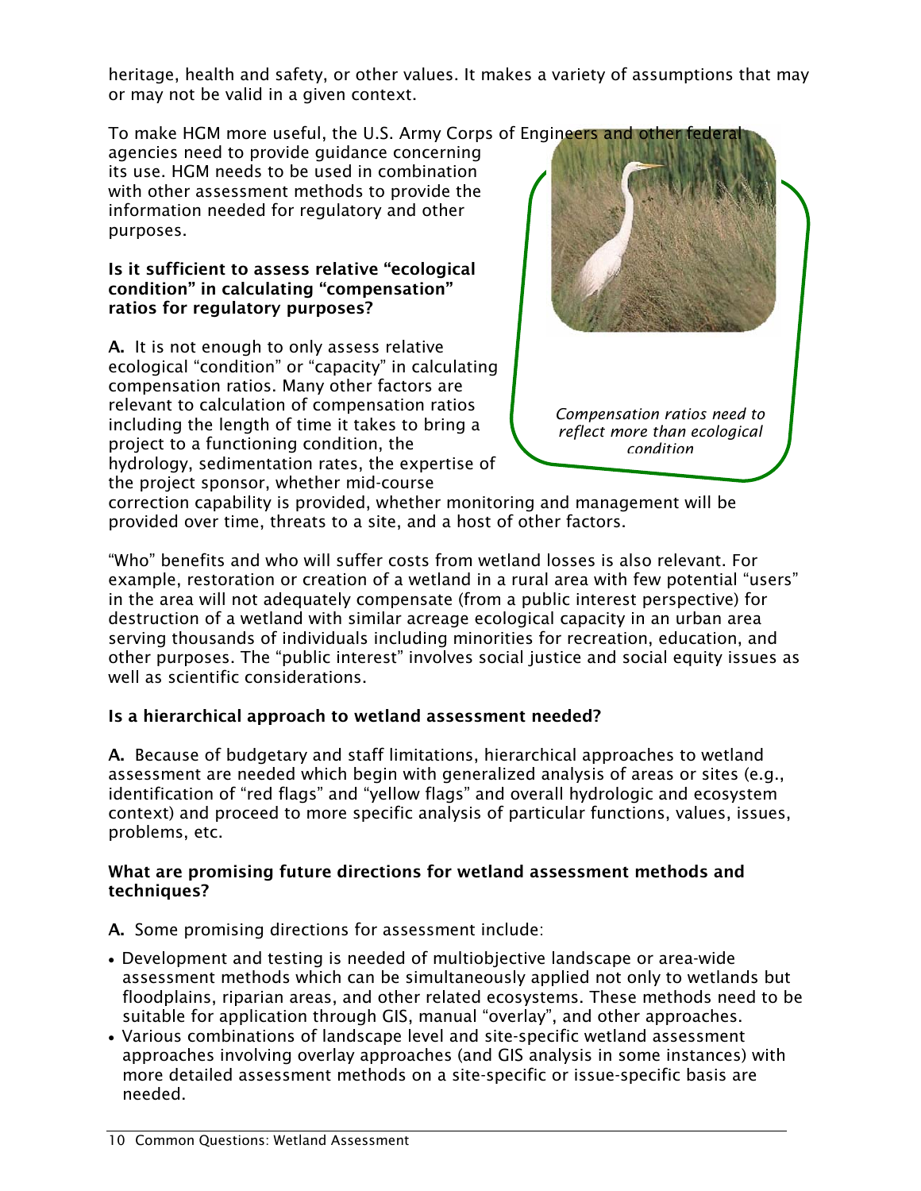heritage, health and safety, or other values. It makes a variety of assumptions that may or may not be valid in a given context.

To make HGM more useful, the U.S. Army Corps of Engineers and other federal agencies need to provide guidance concerning its use. HGM needs to be used in combination with other assessment methods to provide the information needed for regulatory and other purposes.

**Is it sufficient to assess relative "ecological condition" in calculating "compensation" ratios for regulatory purposes?**

**A.** It is not enough to only assess relative ecological "condition" or "capacity" in calculating compensation ratios. Many other factors are relevant to calculation of compensation ratios including the length of time it takes to bring a project to a functioning condition, the hydrology, sedimentation rates, the expertise of the project sponsor, whether mid-course correction capability is provided, whether monitoring and management will be provided over time, threats to a site, and a host of other factors.

*Compensation ratios need to reflect more than ecological condition*

"Who" benefits and who will suffer costs from wetland losses is also relevant. For example, restoration or creation of a wetland in a rural area with few potential "users" in the area will not adequately compensate (from a public interest perspective) for destruction of a wetland with similar acreage ecological capacity in an urban area serving thousands of individuals including minorities for recreation, education, and other purposes. The "public interest" involves social justice and social equity issues as well as scientific considerations.

**Is a hierarchical approach to wetland assessment needed?**

**A.** Because of budgetary and staff limitations, hierarchical approaches to wetland assessment are needed which begin with generalized analysis of areas or sites (e.g., identification of "red flags" and "yellow flags" and overall hydrologic and ecosystem context) and proceed to more specific analysis of particular functions, values, issues, problems, etc.

**What are promising future directions for wetland assessment methods and techniques?**

**A.** Some promising directions for assessment include:

- Development and testing is needed of multiobjective landscape or area-wide assessment methods which can be simultaneously applied not only to wetlands but floodplains, riparian areas, and other related ecosystems. These methods need to be suitable for application through GIS, manual "overlay", and other approaches.
- Various combinations of landscape level and site-specific wetland assessment approaches involving overlay approaches (and GIS analysis in some instances) with more detailed assessment methods on a site-specific or issue-specific basis are needed.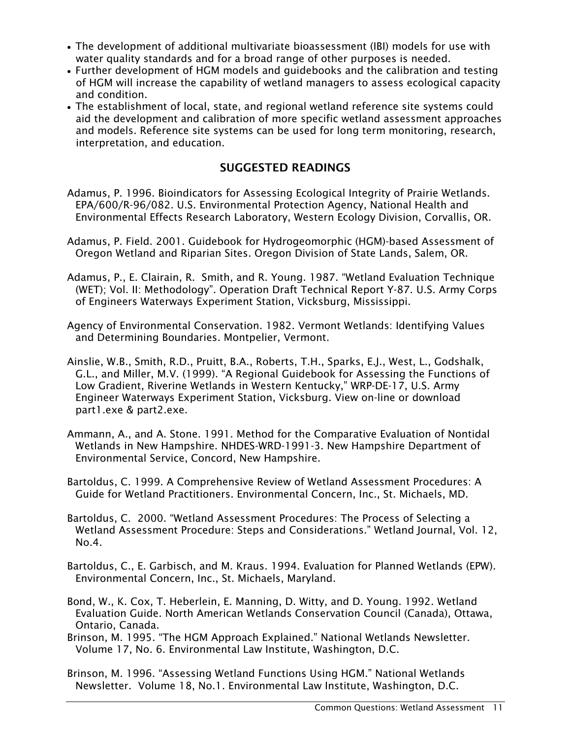- The development of additional multivariate bioassessment (IBI) models for use with water quality standards and for a broad range of other purposes is needed.
- Further development of HGM models and guidebooks and the calibration and testing of HGM will increase the capability of wetland managers to assess ecological capacity and condition.
- The establishment of local, state, and regional wetland reference site systems could aid the development and calibration of more specific wetland assessment approaches and models. Reference site systems can be used for long term monitoring, research, interpretation, and education.

## SUGGESTED READINGS

Adamus, P. 1996. Bioindicators for Assessing Ecological Integrity of Prairie Wetlands. EPA/600/R-96/082. U.S. Environmental Protection Agency, National Health and Environmental Effects Research Laboratory, Western Ecology Division, Corvallis, OR.

Adamus, P. Field. 2001. Guidebook for Hydrogeomorphic (HGM)-based Assessment of Oregon Wetland and Riparian Sites. Oregon Division of State Lands, Salem, OR.

Adamus, P., E. Clairain, R. Smith, and R. Young. 1987. "Wetland Evaluation Technique (WET); Vol. II: Methodology". Operation Draft Technical Report Y-87. U.S. Army Corps of Engineers Waterways Experiment Station, Vicksburg, Mississippi.

Agency of Environmental Conservation. 1982. Vermont Wetlands: Identifying Values and Determining Boundaries. Montpelier, Vermont.

Ainslie, W.B., Smith, R.D., Pruitt, B.A., Roberts, T.H., Sparks, E.J., West, L., Godshalk, G.L., and Miller, M.V. (1999). "A Regional Guidebook for Assessing the Functions of Low Gradient, Riverine Wetlands in Western Kentucky," WRP-DE-17, U.S. Army Engineer Waterways Experiment Station, Vicksburg. View on-line or download part1.exe & part2.exe.

Ammann, A., and A. Stone. 1991. Method for the Comparative Evaluation of Nontidal Wetlands in New Hampshire. NHDES-WRD-1991-3. New Hampshire Department of Environmental Service, Concord, New Hampshire.

Bartoldus, C. 1999. A Comprehensive Review of Wetland Assessment Procedures: A Guide for Wetland Practitioners. Environmental Concern, Inc., St. Michaels, MD.

Bartoldus, C. 2000. "Wetland Assessment Procedures: The Process of Selecting a Wetland Assessment Procedure: Steps and Considerations." Wetland Journal, Vol. 12, No.4.

Bartoldus, C., E. Garbisch, and M. Kraus. 1994. Evaluation for Planned Wetlands (EPW). Environmental Concern, Inc., St. Michaels, Maryland.

Bond, W., K. Cox, T. Heberlein, E. Manning, D. Witty, and D. Young. 1992. Wetland Evaluation Guide. North American Wetlands Conservation Council (Canada), Ottawa, Ontario, Canada.

Brinson, M. 1995. "The HGM Approach Explained." National Wetlands Newsletter. Volume 17, No. 6. Environmental Law Institute, Washington, D.C.

Brinson, M. 1996. "Assessing Wetland Functions Using HGM." National Wetlands Newsletter. Volume 18, No.1. Environmental Law Institute, Washington, D.C.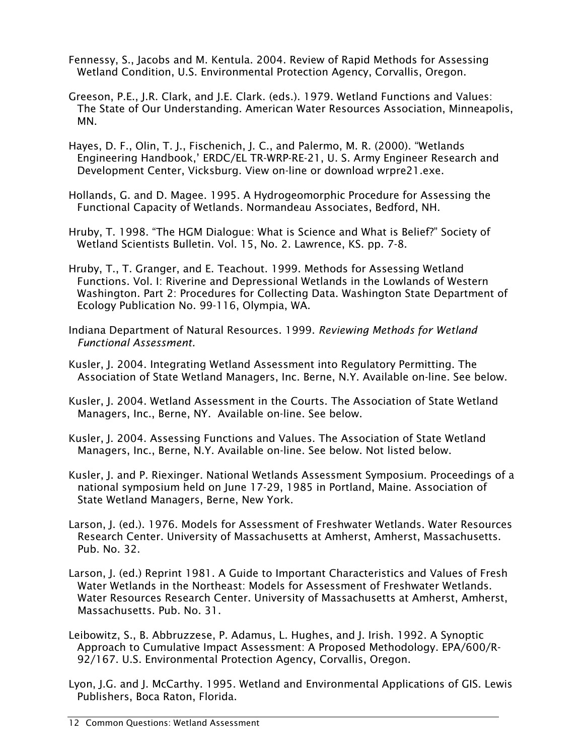Fennessy, S., Jacobs and M. Kentula. 2004. Review of Rapid Methods for Assessing Wetland Condition, U.S. Environmental Protection Agency, Corvallis, Oregon.

Greeson, P.E., J.R. Clark, and J.E. Clark. (eds.). 1979. Wetland Functions and Values: The State of Our Understanding. American Water Resources Association, Minneapolis, MN.

Hayes, D. F., Olin, T. J., Fischenich, J. C., and Palermo, M. R. (2000). "Wetlands Engineering Handbook,' ERDC/EL TR-WRP-RE-21, U. S. Army Engineer Research and Development Center, Vicksburg. View on-line or download wrpre21.exe.

Hollands, G. and D. Magee. 1995. A Hydrogeomorphic Procedure for Assessing the Functional Capacity of Wetlands. Normandeau Associates, Bedford, NH.

Hruby, T. 1998. "The HGM Dialogue: What is Science and What is Belief?" Society of Wetland Scientists Bulletin. Vol. 15, No. 2. Lawrence, KS. pp. 7-8.

Hruby, T., T. Granger, and E. Teachout. 1999. Methods for Assessing Wetland Functions. Vol. I: Riverine and Depressional Wetlands in the Lowlands of Western Washington. Part 2: Procedures for Collecting Data. Washington State Department of Ecology Publication No. 99-116, Olympia, WA.

Indiana Department of Natural Resources. 1999. *Reviewing Methods for Wetland Functional Assessment.*

Kusler, J. 2004. Integrating Wetland Assessment into Regulatory Permitting. The Association of State Wetland Managers, Inc. Berne, N.Y. Available on-line. See below.

Kusler, J. 2004. Wetland Assessment in the Courts. The Association of State Wetland Managers, Inc., Berne, NY. Available on-line. See below.

Kusler, J. 2004. Assessing Functions and Values. The Association of State Wetland Managers, Inc., Berne, N.Y. Available on-line. See below. Not listed below.

Kusler, J. and P. Riexinger. National Wetlands Assessment Symposium. Proceedings of a national symposium held on June 17-29, 1985 in Portland, Maine. Association of State Wetland Managers, Berne, New York.

Larson, J. (ed.). 1976. Models for Assessment of Freshwater Wetlands. Water Resources Research Center. University of Massachusetts at Amherst, Amherst, Massachusetts. Pub. No. 32.

Larson, J. (ed.) Reprint 1981. A Guide to Important Characteristics and Values of Fresh Water Wetlands in the Northeast: Models for Assessment of Freshwater Wetlands. Water Resources Research Center. University of Massachusetts at Amherst, Amherst, Massachusetts. Pub. No. 31.

Leibowitz, S., B. Abbruzzese, P. Adamus, L. Hughes, and J. Irish. 1992. A Synoptic Approach to Cumulative Impact Assessment: A Proposed Methodology. EPA/600/R-92/167. U.S. Environmental Protection Agency, Corvallis, Oregon.

Lyon, J.G. and J. McCarthy. 1995. Wetland and Environmental Applications of GIS. Lewis Publishers, Boca Raton, Florida.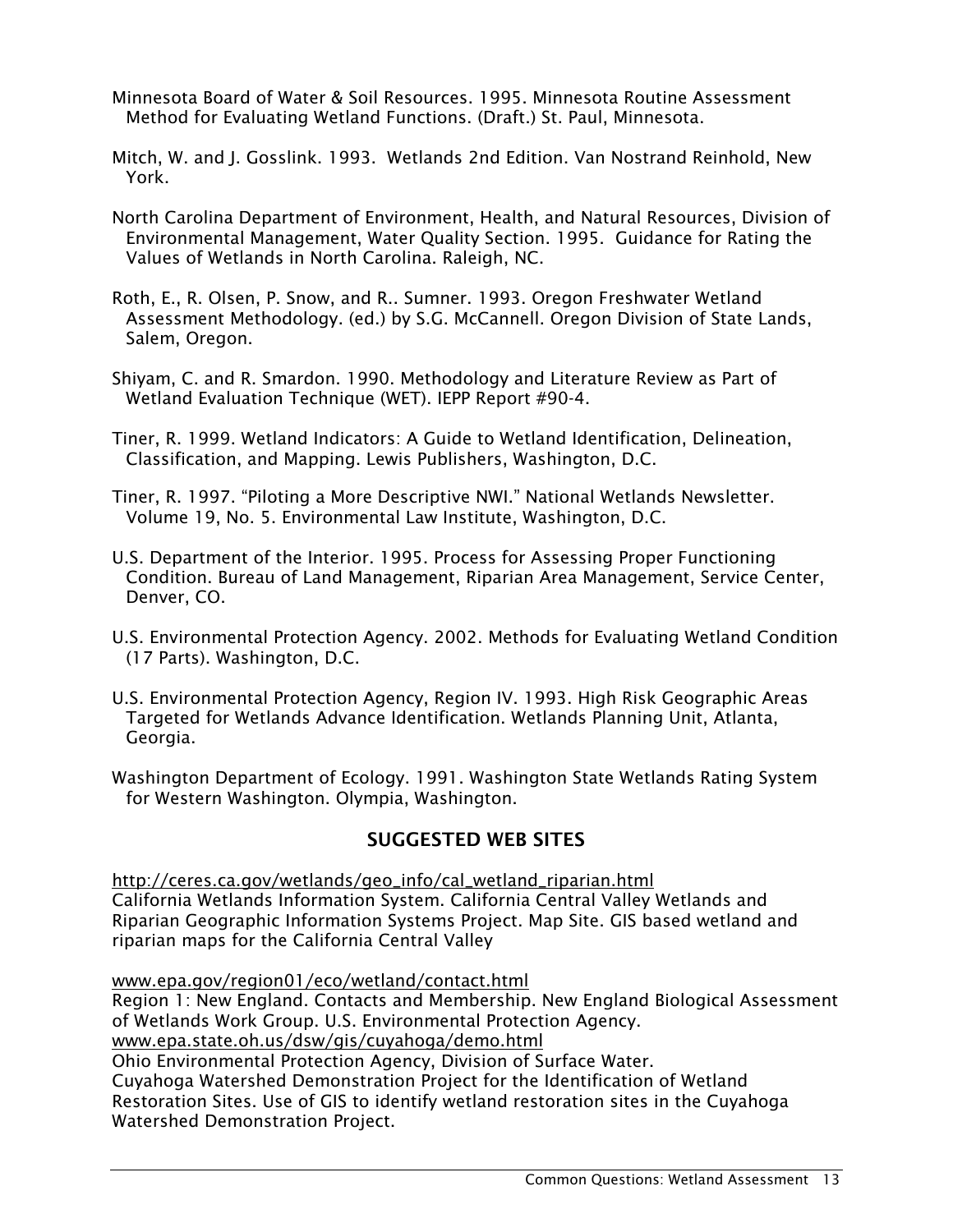Minnesota Board of Water & Soil Resources. 1995. Minnesota Routine Assessment Method for Evaluating Wetland Functions. (Draft.) St. Paul, Minnesota.

Mitch, W. and J. Gosslink. 1993. Wetlands 2nd Edition. Van Nostrand Reinhold, New York.

North Carolina Department of Environment, Health, and Natural Resources, Division of Environmental Management, Water Quality Section. 1995. Guidance for Rating the Values of Wetlands in North Carolina. Raleigh, NC.

Roth, E., R. Olsen, P. Snow, and R.. Sumner. 1993. Oregon Freshwater Wetland Assessment Methodology. (ed.) by S.G. McCannell. Oregon Division of State Lands, Salem, Oregon.

Shiyam, C. and R. Smardon. 1990. Methodology and Literature Review as Part of Wetland Evaluation Technique (WET). IEPP Report #90-4.

Tiner, R. 1999. Wetland Indicators: A Guide to Wetland Identification, Delineation, Classification, and Mapping. Lewis Publishers, Washington, D.C.

Tiner, R. 1997. "Piloting a More Descriptive NWI." National Wetlands Newsletter. Volume 19, No. 5. Environmental Law Institute, Washington, D.C.

U.S. Department of the Interior. 1995. Process for Assessing Proper Functioning Condition. Bureau of Land Management, Riparian Area Management, Service Center, Denver, CO.

U.S. Environmental Protection Agency. 2002. Methods for Evaluating Wetland Condition (17 Parts). Washington, D.C.

U.S. Environmental Protection Agency, Region IV. 1993. High Risk Geographic Areas Targeted for Wetlands Advance Identification. Wetlands Planning Unit, Atlanta, Georgia.

Washington Department of Ecology. 1991. Washington State Wetlands Rating System for Western Washington. Olympia, Washington.

## SUGGESTED WEB SITES

http://ceres.ca.gov/wetlands/geo_info/cal_wetland_riparian.html
California Wetlands Information System. California Central Valley Wetlands and Riparian Geographic Information Systems Project. Map Site. GIS based wetland and riparian maps for the California Central Valley

www.epa.gov/region01/eco/wetland/contact.html
Region 1: New England. Contacts and Membership. New England Biological Assessment of Wetlands Work Group. U.S. Environmental Protection Agency.
www.epa.state.oh.us/dsw/gis/cuyahoga/demo.html
Ohio Environmental Protection Agency, Division of Surface Water.
Cuyahoga Watershed Demonstration Project for the Identification of Wetland Restoration Sites. Use of GIS to identify wetland restoration sites in the Cuyahoga Watershed Demonstration Project.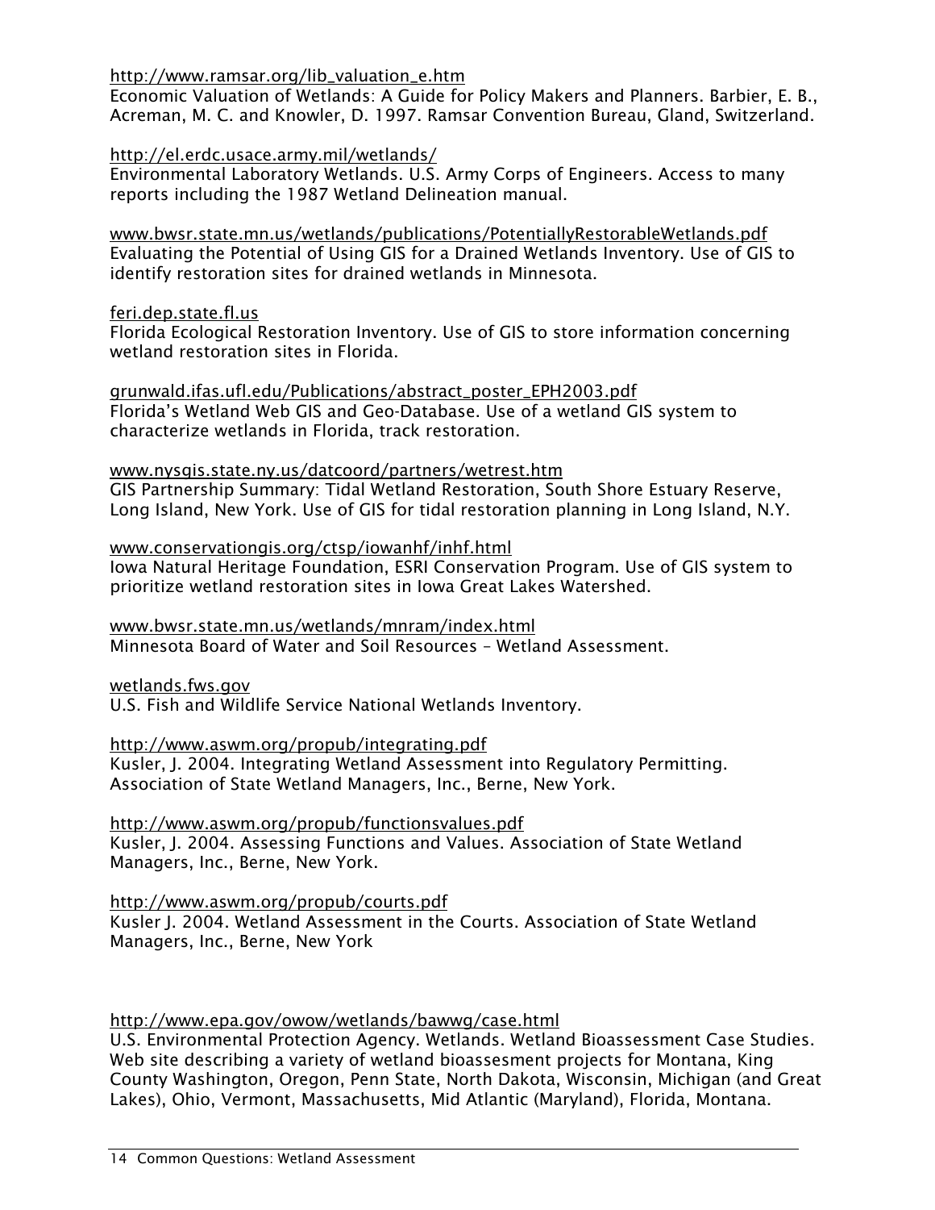http://www.ramsar.org/lib_valuation_e.htm
Economic Valuation of Wetlands: A Guide for Policy Makers and Planners. Barbier, E. B., Acreman, M. C. and Knowler, D. 1997. Ramsar Convention Bureau, Gland, Switzerland.

http://el.erdc.usace.army.mil/wetlands/
Environmental Laboratory Wetlands. U.S. Army Corps of Engineers. Access to many reports including the 1987 Wetland Delineation manual.

www.bwsr.state.mn.us/wetlands/publications/PotentiallyRestorableWetlands.pdf
Evaluating the Potential of Using GIS for a Drained Wetlands Inventory. Use of GIS to identify restoration sites for drained wetlands in Minnesota.

feri.dep.state.fl.us
Florida Ecological Restoration Inventory. Use of GIS to store information concerning wetland restoration sites in Florida.

grunwald.ifas.ufl.edu/Publications/abstract_poster_EPH2003.pdf
Florida's Wetland Web GIS and Geo-Database. Use of a wetland GIS system to characterize wetlands in Florida, track restoration.

www.nysgis.state.ny.us/datcoord/partners/wetrest.htm
GIS Partnership Summary: Tidal Wetland Restoration, South Shore Estuary Reserve, Long Island, New York. Use of GIS for tidal restoration planning in Long Island, N.Y.

www.conservationgis.org/ctsp/iowanhf/inhf.html
Iowa Natural Heritage Foundation, ESRI Conservation Program. Use of GIS system to prioritize wetland restoration sites in Iowa Great Lakes Watershed.

www.bwsr.state.mn.us/wetlands/mnram/index.html
Minnesota Board of Water and Soil Resources – Wetland Assessment.

wetlands.fws.gov
U.S. Fish and Wildlife Service National Wetlands Inventory.

http://www.aswm.org/propub/integrating.pdf
Kusler, J. 2004. Integrating Wetland Assessment into Regulatory Permitting. Association of State Wetland Managers, Inc., Berne, New York.

http://www.aswm.org/propub/functionsvalues.pdf
Kusler, J. 2004. Assessing Functions and Values. Association of State Wetland Managers, Inc., Berne, New York.

http://www.aswm.org/propub/courts.pdf
Kusler J. 2004. Wetland Assessment in the Courts. Association of State Wetland Managers, Inc., Berne, New York

http://www.epa.gov/owow/wetlands/bawwg/case.html
U.S. Environmental Protection Agency. Wetlands. Wetland Bioassessment Case Studies. Web site describing a variety of wetland bioassesment projects for Montana, King County Washington, Oregon, Penn State, North Dakota, Wisconsin, Michigan (and Great Lakes), Ohio, Vermont, Massachusetts, Mid Atlantic (Maryland), Florida, Montana.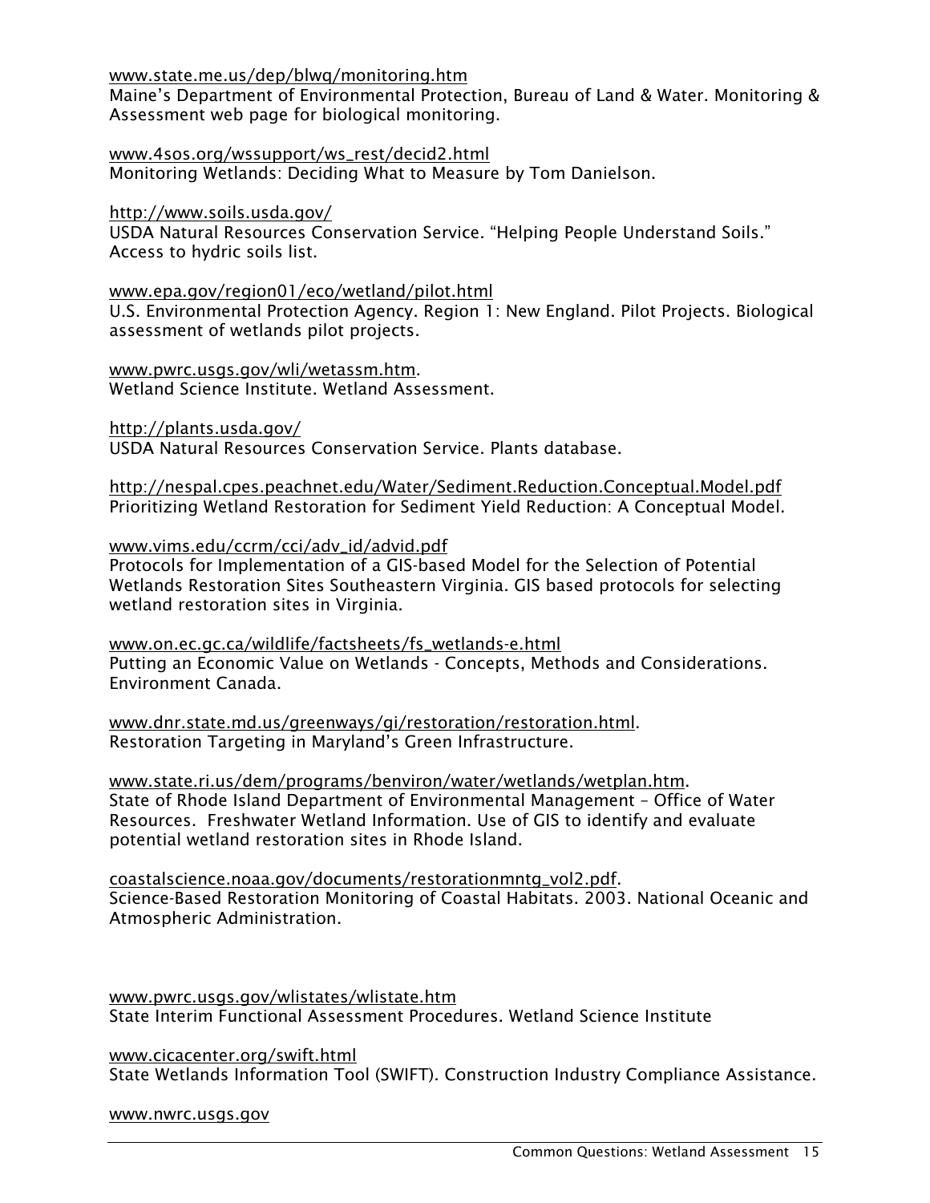www.state.me.us/dep/blwq/monitoring.htm
Maine's Department of Environmental Protection, Bureau of Land & Water. Monitoring & Assessment web page for biological monitoring.

www.4sos.org/wssupport/ws_rest/decid2.html
Monitoring Wetlands: Deciding What to Measure by Tom Danielson.

http://www.soils.usda.gov/
USDA Natural Resources Conservation Service. "Helping People Understand Soils." Access to hydric soils list.

www.epa.gov/region01/eco/wetland/pilot.html
U.S. Environmental Protection Agency. Region 1: New England. Pilot Projects. Biological assessment of wetlands pilot projects.

www.pwrc.usgs.gov/wli/wetassm.htm.
Wetland Science Institute. Wetland Assessment.

http://plants.usda.gov/
USDA Natural Resources Conservation Service. Plants database.

http://nespal.cpes.peachnet.edu/Water/Sediment.Reduction.Conceptual.Model.pdf
Prioritizing Wetland Restoration for Sediment Yield Reduction: A Conceptual Model.

www.vims.edu/ccrm/cci/adv_id/advid.pdf
Protocols for Implementation of a GIS-based Model for the Selection of Potential Wetlands Restoration Sites Southeastern Virginia. GIS based protocols for selecting wetland restoration sites in Virginia.

www.on.ec.gc.ca/wildlife/factsheets/fs_wetlands-e.html
Putting an Economic Value on Wetlands - Concepts, Methods and Considerations. Environment Canada.

www.dnr.state.md.us/greenways/gi/restoration/restoration.html.
Restoration Targeting in Maryland's Green Infrastructure.

www.state.ri.us/dem/programs/benviron/water/wetlands/wetplan.htm.
State of Rhode Island Department of Environmental Management – Office of Water Resources. Freshwater Wetland Information. Use of GIS to identify and evaluate potential wetland restoration sites in Rhode Island.

coastalscience.noaa.gov/documents/restorationmntg_vol2.pdf.
Science-Based Restoration Monitoring of Coastal Habitats. 2003. National Oceanic and Atmospheric Administration.

www.pwrc.usgs.gov/wlistates/wlistate.htm
State Interim Functional Assessment Procedures. Wetland Science Institute

www.cicacenter.org/swift.html
State Wetlands Information Tool (SWIFT). Construction Industry Compliance Assistance.

www.nwrc.usgs.gov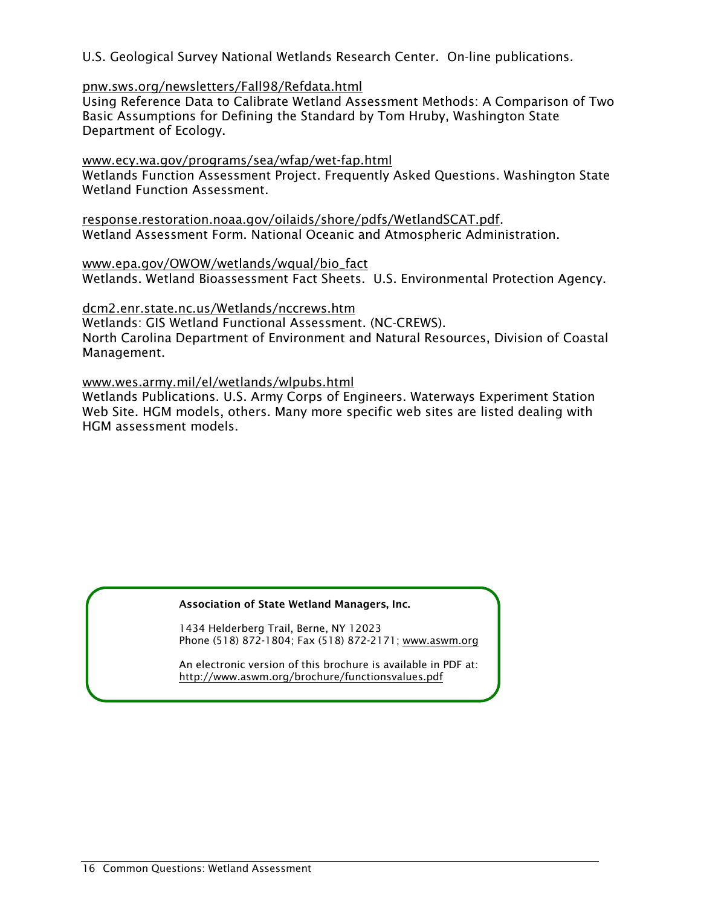U.S. Geological Survey National Wetlands Research Center. On-line publications.

pnw.sws.org/newsletters/Fall98/Refdata.html
Using Reference Data to Calibrate Wetland Assessment Methods: A Comparison of Two Basic Assumptions for Defining the Standard by Tom Hruby, Washington State Department of Ecology.

www.ecy.wa.gov/programs/sea/wfap/wet-fap.html
Wetlands Function Assessment Project. Frequently Asked Questions. Washington State Wetland Function Assessment.

response.restoration.noaa.gov/oilaids/shore/pdfs/WetlandSCAT.pdf.
Wetland Assessment Form. National Oceanic and Atmospheric Administration.

www.epa.gov/OWOW/wetlands/wqual/bio_fact
Wetlands. Wetland Bioassessment Fact Sheets. U.S. Environmental Protection Agency.

dcm2.enr.state.nc.us/Wetlands/nccrews.htm
Wetlands: GIS Wetland Functional Assessment. (NC-CREWS).
North Carolina Department of Environment and Natural Resources, Division of Coastal Management.

www.wes.army.mil/el/wetlands/wlpubs.html
Wetlands Publications. U.S. Army Corps of Engineers. Waterways Experiment Station Web Site. HGM models, others. Many more specific web sites are listed dealing with HGM assessment models.

**Association of State Wetland Managers, Inc.**

1434 Helderberg Trail, Berne, NY 12023
Phone (518) 872-1804; Fax (518) 872-2171; www.aswm.org

An electronic version of this brochure is available in PDF at:
http://www.aswm.org/brochure/functionsvalues.pdf